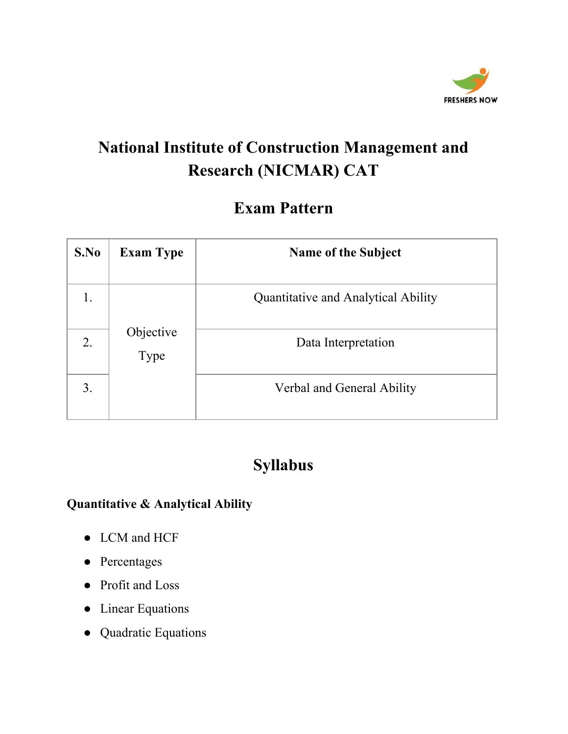# National Institute of Construction Management and Research (NICMAR) CAT

## Exam Pattern

| S.No | Exam Type | Name of the Subject |
|---|---|---|
| 1. | Objective Type | Quantitative and Analytical Ability |
| 2. | | Data Interpretation |
| 3. | | Verbal and General Ability |

## Syllabus

**Quantitative & Analytical Ability**

- LCM and HCF
- Percentages
- Profit and Loss
- Linear Equations
- Quadratic Equations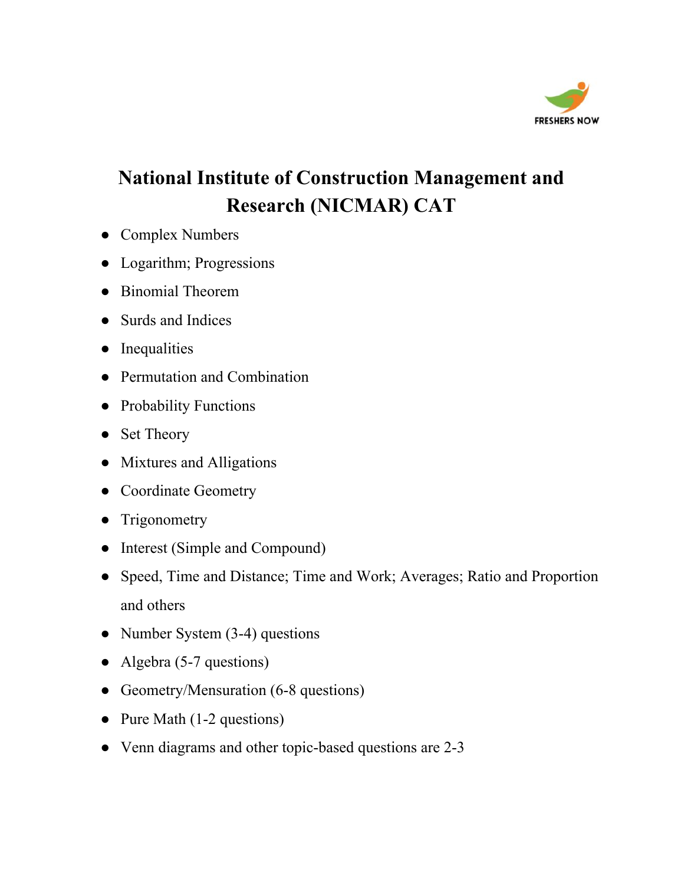# National Institute of Construction Management and Research (NICMAR) CAT

- Complex Numbers
- Logarithm; Progressions
- Binomial Theorem
- Surds and Indices
- Inequalities
- Permutation and Combination
- Probability Functions
- Set Theory
- Mixtures and Alligations
- Coordinate Geometry
- Trigonometry
- Interest (Simple and Compound)
- Speed, Time and Distance; Time and Work; Averages; Ratio and Proportion and others
- Number System (3-4) questions
- Algebra (5-7 questions)
- Geometry/Mensuration (6-8 questions)
- Pure Math (1-2 questions)
- Venn diagrams and other topic-based questions are 2-3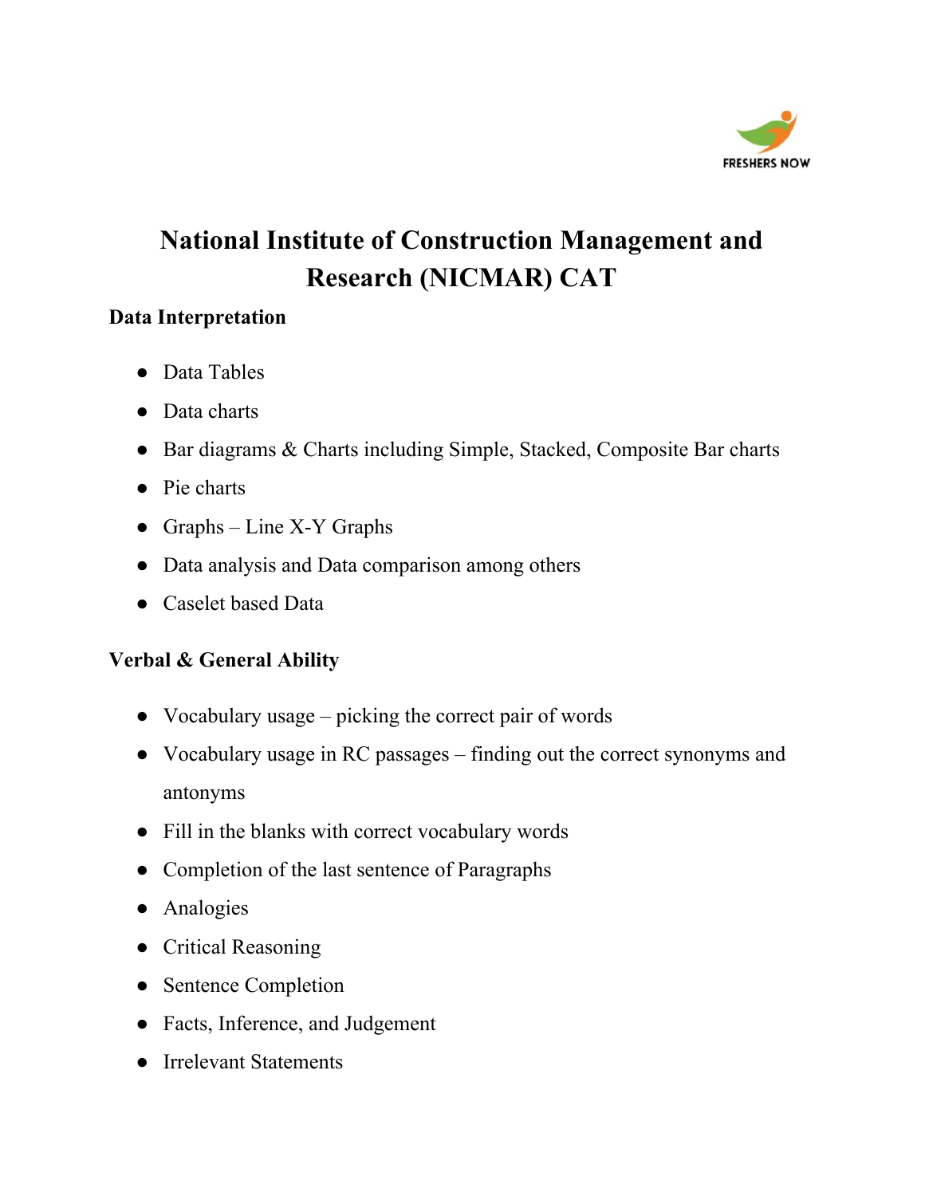# National Institute of Construction Management and Research (NICMAR) CAT

### Data Interpretation

- Data Tables
- Data charts
- Bar diagrams & Charts including Simple, Stacked, Composite Bar charts
- Pie charts
- Graphs – Line X-Y Graphs
- Data analysis and Data comparison among others
- Caselet based Data

### Verbal & General Ability

- Vocabulary usage – picking the correct pair of words
- Vocabulary usage in RC passages – finding out the correct synonyms and antonyms
- Fill in the blanks with correct vocabulary words
- Completion of the last sentence of Paragraphs
- Analogies
- Critical Reasoning
- Sentence Completion
- Facts, Inference, and Judgement
- Irrelevant Statements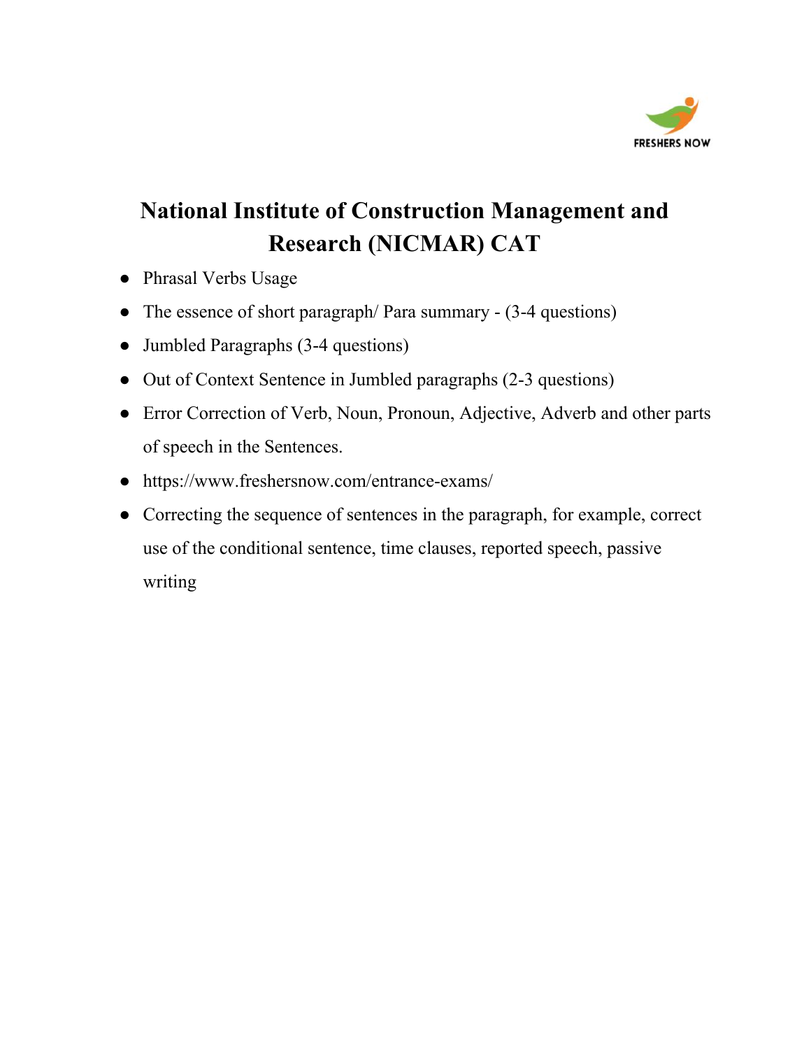# National Institute of Construction Management and Research (NICMAR) CAT

- Phrasal Verbs Usage
- The essence of short paragraph/ Para summary - (3-4 questions)
- Jumbled Paragraphs (3-4 questions)
- Out of Context Sentence in Jumbled paragraphs (2-3 questions)
- Error Correction of Verb, Noun, Pronoun, Adjective, Adverb and other parts of speech in the Sentences.
- https://www.freshersnow.com/entrance-exams/
- Correcting the sequence of sentences in the paragraph, for example, correct use of the conditional sentence, time clauses, reported speech, passive writing